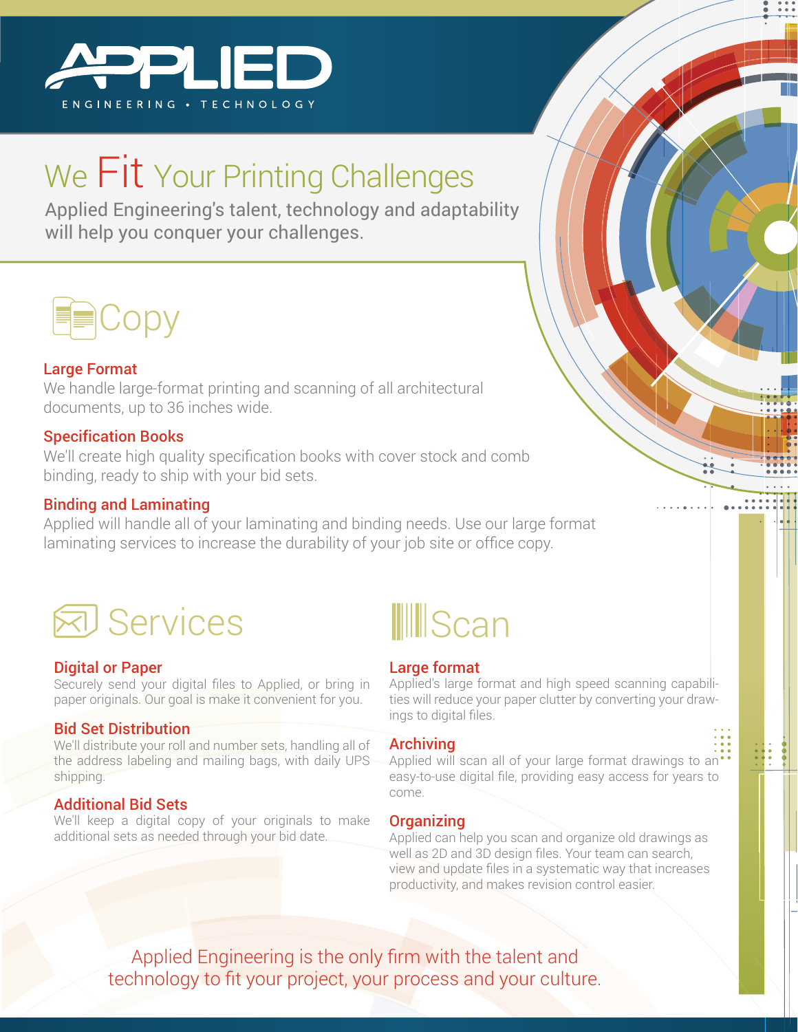# APPLIED

ENGINEERING • TECHNOLOGY

## We Fit Your Printing Challenges

Applied Engineering's talent, technology and adaptability will help you conquer your challenges.

## Copy

### Large Format

We handle large-format printing and scanning of all architectural documents, up to 36 inches wide.

### Specification Books

We'll create high quality specification books with cover stock and comb binding, ready to ship with your bid sets.

### Binding and Laminating

Applied will handle all of your laminating and binding needs. Use our large format laminating services to increase the durability of your job site or office copy.

## Services

### Digital or Paper

Securely send your digital files to Applied, or bring in paper originals. Our goal is make it convenient for you.

### Bid Set Distribution

We'll distribute your roll and number sets, handling all of the address labeling and mailing bags, with daily UPS shipping.

### Additional Bid Sets

We'll keep a digital copy of your originals to make additional sets as needed through your bid date.

## Scan

### Large format

Applied's large format and high speed scanning capabilities will reduce your paper clutter by converting your drawings to digital files.

### Archiving

Applied will scan all of your large format drawings to an easy-to-use digital file, providing easy access for years to come.

### Organizing

Applied can help you scan and organize old drawings as well as 2D and 3D design files. Your team can search, view and update files in a systematic way that increases productivity, and makes revision control easier.

Applied Engineering is the only firm with the talent and technology to fit your project, your process and your culture.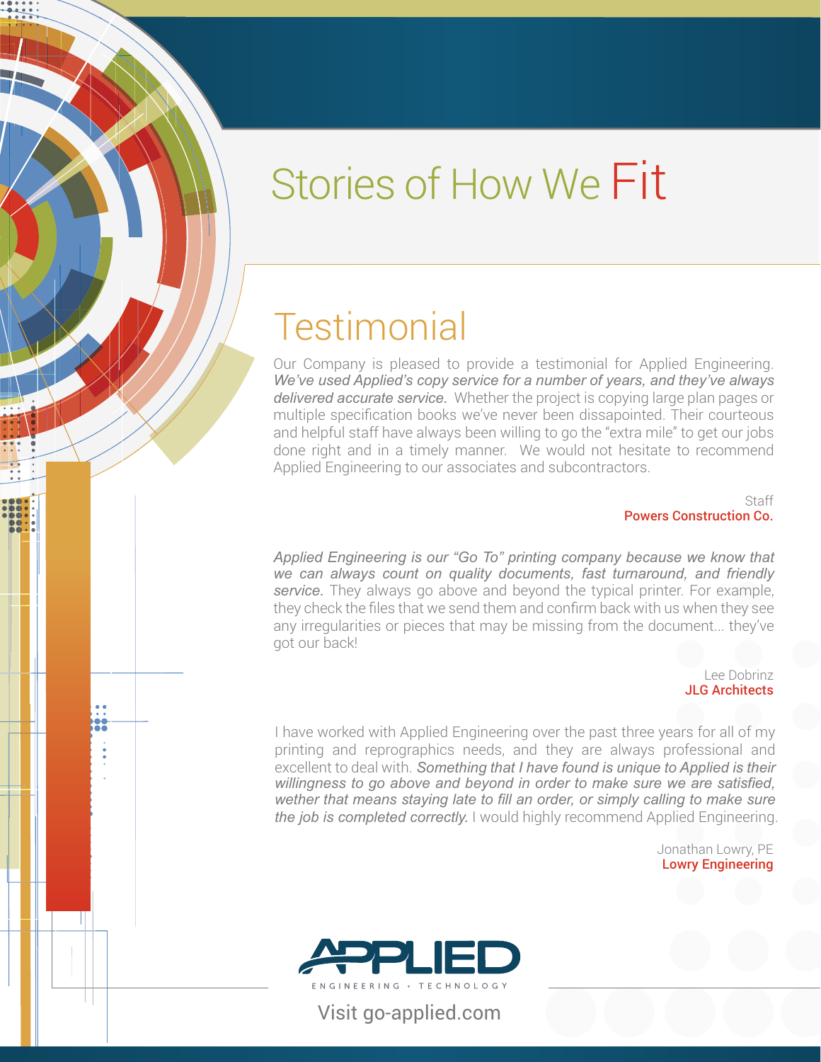# Stories of How We Fit

## Testimonial

Our Company is pleased to provide a testimonial for Applied Engineering. *We've used Applied's copy service for a number of years, and they've always delivered accurate service.* Whether the project is copying large plan pages or multiple specification books we've never been dissapointed. Their courteous and helpful staff have always been willing to go the "extra mile" to get our jobs done right and in a timely manner. We would not hesitate to recommend Applied Engineering to our associates and subcontractors.

Staff
**Powers Construction Co.**

*Applied Engineering is our "Go To" printing company because we know that we can always count on quality documents, fast turnaround, and friendly service.* They always go above and beyond the typical printer. For example, they check the files that we send them and confirm back with us when they see any irregularities or pieces that may be missing from the document... they've got our back!

Lee Dobrinz
**JLG Architects**

I have worked with Applied Engineering over the past three years for all of my printing and reprographics needs, and they are always professional and excellent to deal with. *Something that I have found is unique to Applied is their willingness to go above and beyond in order to make sure we are satisfied, wether that means staying late to fill an order, or simply calling to make sure the job is completed correctly.* I would highly recommend Applied Engineering.

Jonathan Lowry, PE
**Lowry Engineering**

APPLIED
ENGINEERING • TECHNOLOGY

Visit go-applied.com